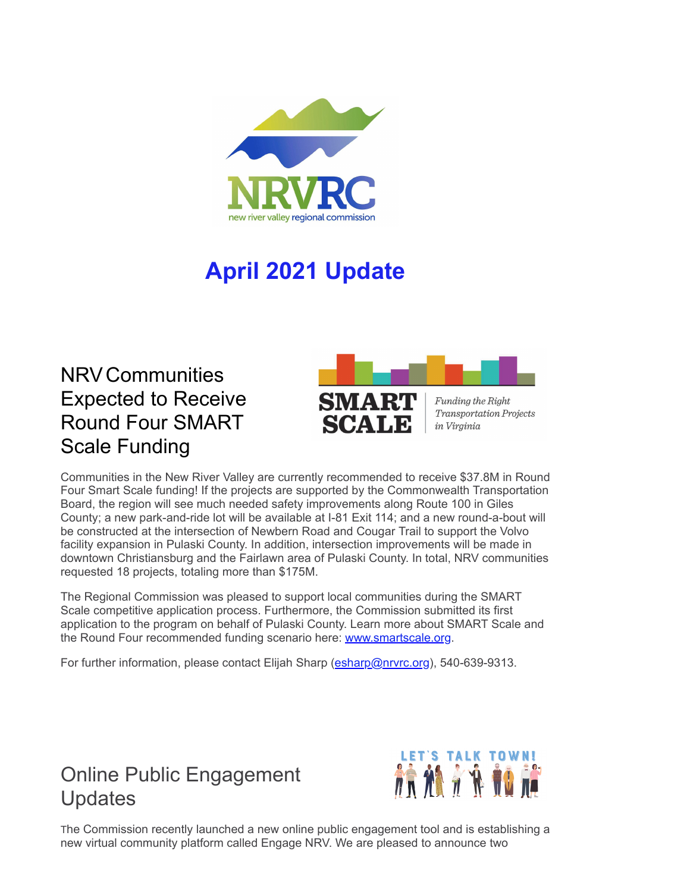# April 2021 Update

## NRV Communities Expected to Receive Round Four SMART Scale Funding

Communities in the New River Valley are currently recommended to receive $37.8M in Round Four Smart Scale funding! If the projects are supported by the Commonwealth Transportation Board, the region will see much needed safety improvements along Route 100 in Giles County; a new park-and-ride lot will be available at I-81 Exit 114; and a new round-a-bout will be constructed at the intersection of Newbern Road and Cougar Trail to support the Volvo facility expansion in Pulaski County. In addition, intersection improvements will be made in downtown Christiansburg and the Fairlawn area of Pulaski County. In total, NRV communities requested 18 projects, totaling more than $175M.

The Regional Commission was pleased to support local communities during the SMART Scale competitive application process. Furthermore, the Commission submitted its first application to the program on behalf of Pulaski County. Learn more about SMART Scale and the Round Four recommended funding scenario here: [www.smartscale.org](www.smartscale.org).

For further information, please contact Elijah Sharp ([esharp@nrvrc.org](mailto:esharp@nrvrc.org)), 540-639-9313.

## Online Public Engagement Updates

The Commission recently launched a new online public engagement tool and is establishing a new virtual community platform called Engage NRV. We are pleased to announce two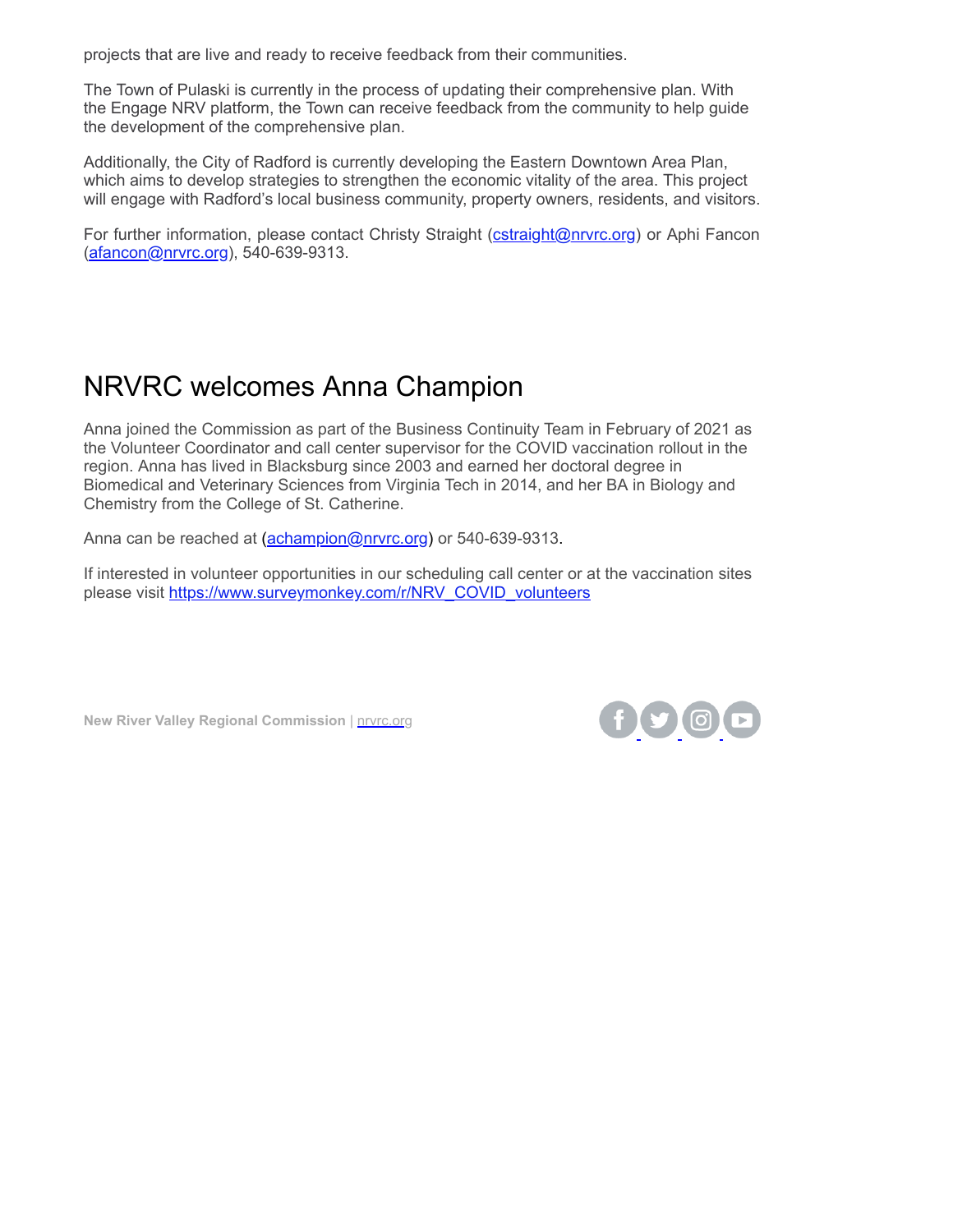projects that are live and ready to receive feedback from their communities.

The Town of Pulaski is currently in the process of updating their comprehensive plan. With the Engage NRV platform, the Town can receive feedback from the community to help guide the development of the comprehensive plan.

Additionally, the City of Radford is currently developing the Eastern Downtown Area Plan, which aims to develop strategies to strengthen the economic vitality of the area. This project will engage with Radford's local business community, property owners, residents, and visitors.

For further information, please contact Christy Straight (cstraight@nrvrc.org) or Aphi Fancon (afancon@nrvrc.org), 540-639-9313.

# NRVRC welcomes Anna Champion

Anna joined the Commission as part of the Business Continuity Team in February of 2021 as the Volunteer Coordinator and call center supervisor for the COVID vaccination rollout in the region. Anna has lived in Blacksburg since 2003 and earned her doctoral degree in Biomedical and Veterinary Sciences from Virginia Tech in 2014, and her BA in Biology and Chemistry from the College of St. Catherine.

Anna can be reached at (achampion@nrvrc.org) or 540-639-9313.

If interested in volunteer opportunities in our scheduling call center or at the vaccination sites please visit https://www.surveymonkey.com/r/NRV_COVID_volunteers

**New River Valley Regional Commission** | nrvrc.org